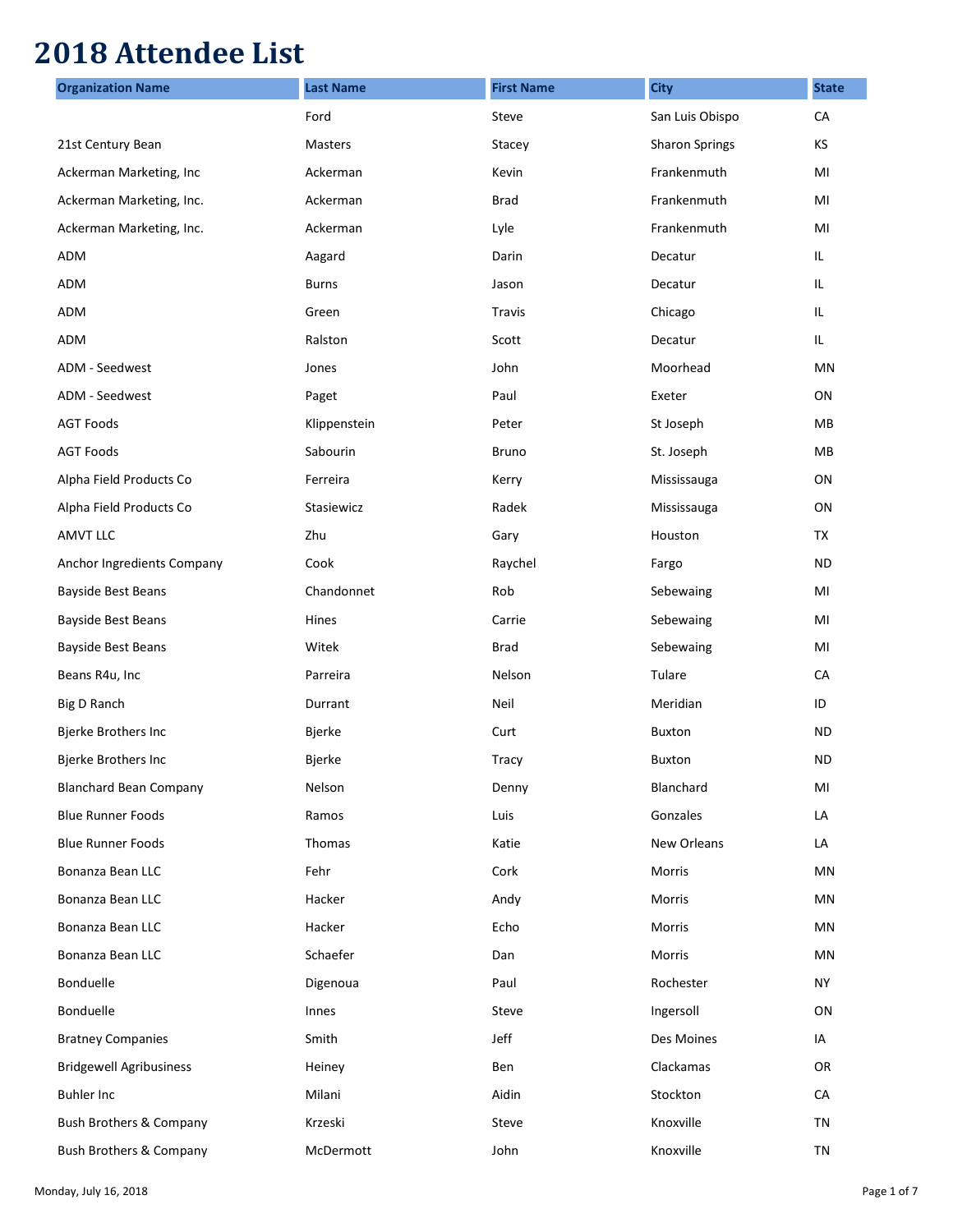# 2018 Attendee List

| Organization Name | Last Name | First Name | City | State |
|---|---|---|---|---|
| | Ford | Steve | San Luis Obispo | CA |
| 21st Century Bean | Masters | Stacey | Sharon Springs | KS |
| Ackerman Marketing, Inc | Ackerman | Kevin | Frankenmuth | MI |
| Ackerman Marketing, Inc. | Ackerman | Brad | Frankenmuth | MI |
| Ackerman Marketing, Inc. | Ackerman | Lyle | Frankenmuth | MI |
| ADM | Aagard | Darin | Decatur | IL |
| ADM | Burns | Jason | Decatur | IL |
| ADM | Green | Travis | Chicago | IL |
| ADM | Ralston | Scott | Decatur | IL |
| ADM - Seedwest | Jones | John | Moorhead | MN |
| ADM - Seedwest | Paget | Paul | Exeter | ON |
| AGT Foods | Klippenstein | Peter | St Joseph | MB |
| AGT Foods | Sabourin | Bruno | St. Joseph | MB |
| Alpha Field Products Co | Ferreira | Kerry | Mississauga | ON |
| Alpha Field Products Co | Stasiewicz | Radek | Mississauga | ON |
| AMVT LLC | Zhu | Gary | Houston | TX |
| Anchor Ingredients Company | Cook | Raychel | Fargo | ND |
| Bayside Best Beans | Chandonnet | Rob | Sebewaing | MI |
| Bayside Best Beans | Hines | Carrie | Sebewaing | MI |
| Bayside Best Beans | Witek | Brad | Sebewaing | MI |
| Beans R4u, Inc | Parreira | Nelson | Tulare | CA |
| Big D Ranch | Durrant | Neil | Meridian | ID |
| Bjerke Brothers Inc | Bjerke | Curt | Buxton | ND |
| Bjerke Brothers Inc | Bjerke | Tracy | Buxton | ND |
| Blanchard Bean Company | Nelson | Denny | Blanchard | MI |
| Blue Runner Foods | Ramos | Luis | Gonzales | LA |
| Blue Runner Foods | Thomas | Katie | New Orleans | LA |
| Bonanza Bean LLC | Fehr | Cork | Morris | MN |
| Bonanza Bean LLC | Hacker | Andy | Morris | MN |
| Bonanza Bean LLC | Hacker | Echo | Morris | MN |
| Bonanza Bean LLC | Schaefer | Dan | Morris | MN |
| Bonduelle | Digenoua | Paul | Rochester | NY |
| Bonduelle | Innes | Steve | Ingersoll | ON |
| Bratney Companies | Smith | Jeff | Des Moines | IA |
| Bridgewell Agribusiness | Heiney | Ben | Clackamas | OR |
| Buhler Inc | Milani | Aidin | Stockton | CA |
| Bush Brothers & Company | Krzeski | Steve | Knoxville | TN |
| Bush Brothers & Company | McDermott | John | Knoxville | TN |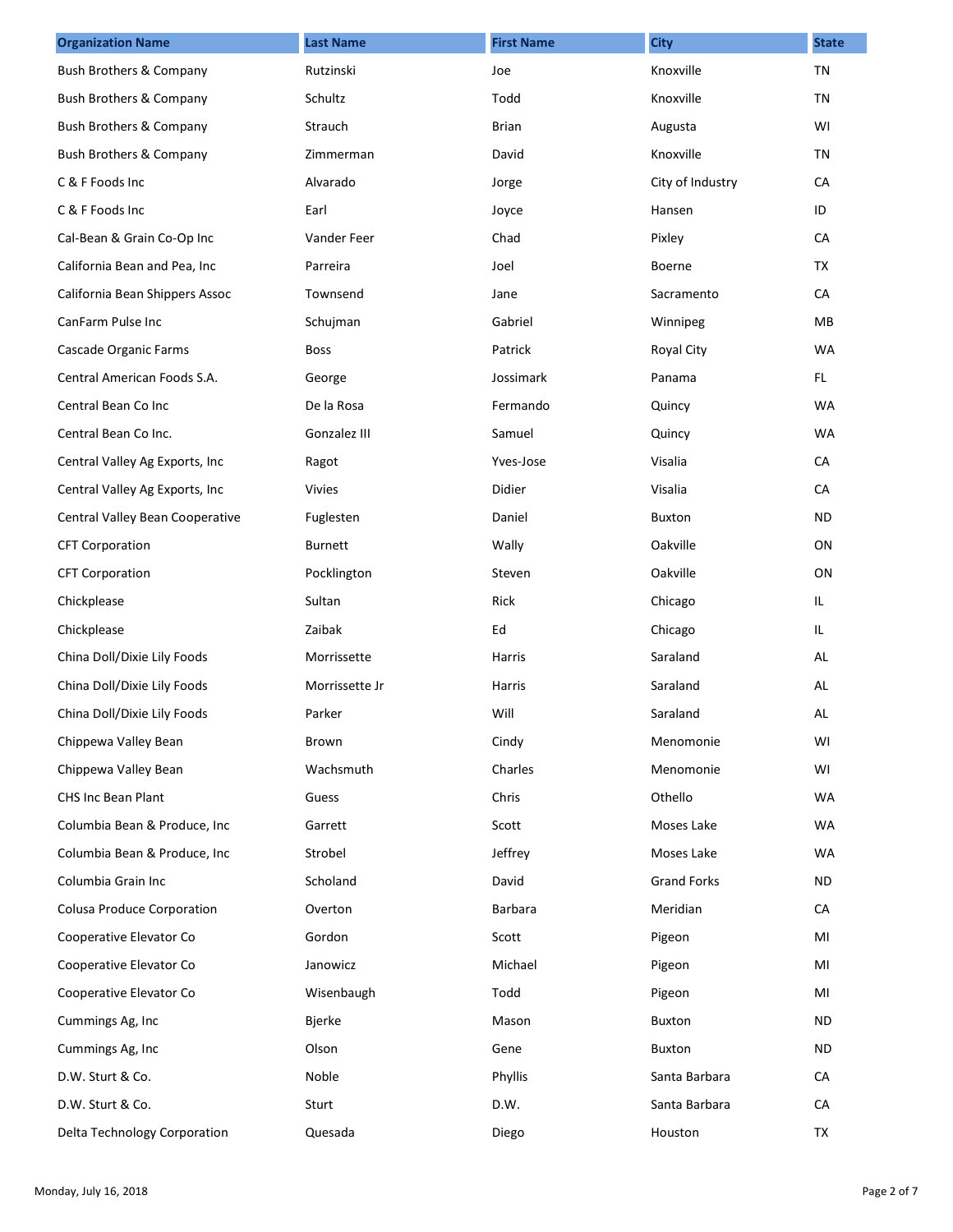| Organization Name | Last Name | First Name | City | State |
| --- | --- | --- | --- | --- |
| Bush Brothers & Company | Rutzinski | Joe | Knoxville | TN |
| Bush Brothers & Company | Schultz | Todd | Knoxville | TN |
| Bush Brothers & Company | Strauch | Brian | Augusta | WI |
| Bush Brothers & Company | Zimmerman | David | Knoxville | TN |
| C & F Foods Inc | Alvarado | Jorge | City of Industry | CA |
| C & F Foods Inc | Earl | Joyce | Hansen | ID |
| Cal-Bean & Grain Co-Op Inc | Vander Feer | Chad | Pixley | CA |
| California Bean and Pea, Inc | Parreira | Joel | Boerne | TX |
| California Bean Shippers Assoc | Townsend | Jane | Sacramento | CA |
| CanFarm Pulse Inc | Schujman | Gabriel | Winnipeg | MB |
| Cascade Organic Farms | Boss | Patrick | Royal City | WA |
| Central American Foods S.A. | George | Jossimark | Panama | FL |
| Central Bean Co Inc | De la Rosa | Fermando | Quincy | WA |
| Central Bean Co Inc. | Gonzalez III | Samuel | Quincy | WA |
| Central Valley Ag Exports, Inc | Ragot | Yves-Jose | Visalia | CA |
| Central Valley Ag Exports, Inc | Vivies | Didier | Visalia | CA |
| Central Valley Bean Cooperative | Fuglesten | Daniel | Buxton | ND |
| CFT Corporation | Burnett | Wally | Oakville | ON |
| CFT Corporation | Pocklington | Steven | Oakville | ON |
| Chickplease | Sultan | Rick | Chicago | IL |
| Chickplease | Zaibak | Ed | Chicago | IL |
| China Doll/Dixie Lily Foods | Morrissette | Harris | Saraland | AL |
| China Doll/Dixie Lily Foods | Morrissette Jr | Harris | Saraland | AL |
| China Doll/Dixie Lily Foods | Parker | Will | Saraland | AL |
| Chippewa Valley Bean | Brown | Cindy | Menomonie | WI |
| Chippewa Valley Bean | Wachsmuth | Charles | Menomonie | WI |
| CHS Inc Bean Plant | Guess | Chris | Othello | WA |
| Columbia Bean & Produce, Inc | Garrett | Scott | Moses Lake | WA |
| Columbia Bean & Produce, Inc | Strobel | Jeffrey | Moses Lake | WA |
| Columbia Grain Inc | Scholand | David | Grand Forks | ND |
| Colusa Produce Corporation | Overton | Barbara | Meridian | CA |
| Cooperative Elevator Co | Gordon | Scott | Pigeon | MI |
| Cooperative Elevator Co | Janowicz | Michael | Pigeon | MI |
| Cooperative Elevator Co | Wisenbaugh | Todd | Pigeon | MI |
| Cummings Ag, Inc | Bjerke | Mason | Buxton | ND |
| Cummings Ag, Inc | Olson | Gene | Buxton | ND |
| D.W. Sturt & Co. | Noble | Phyllis | Santa Barbara | CA |
| D.W. Sturt & Co. | Sturt | D.W. | Santa Barbara | CA |
| Delta Technology Corporation | Quesada | Diego | Houston | TX |

Monday, July 16, 2018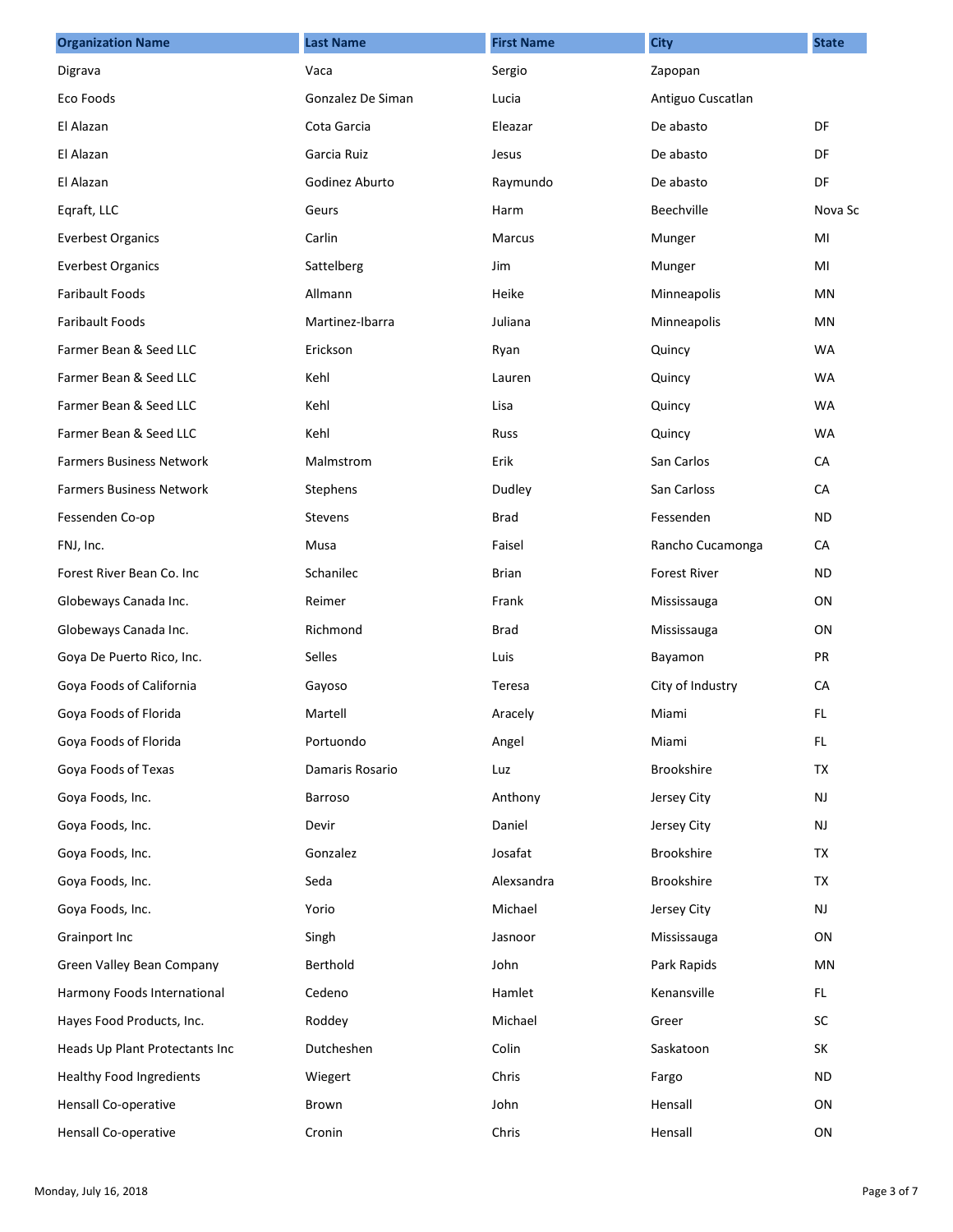| Organization Name | Last Name | First Name | City | State |
| --- | --- | --- | --- | --- |
| Digrava | Vaca | Sergio | Zapopan | |
| Eco Foods | Gonzalez De Siman | Lucia | Antiguo Cuscatlan | |
| El Alazan | Cota Garcia | Eleazar | De abasto | DF |
| El Alazan | Garcia Ruiz | Jesus | De abasto | DF |
| El Alazan | Godinez Aburto | Raymundo | De abasto | DF |
| Eqraft, LLC | Geurs | Harm | Beechville | Nova Sc |
| Everbest Organics | Carlin | Marcus | Munger | MI |
| Everbest Organics | Sattelberg | Jim | Munger | MI |
| Faribault Foods | Allmann | Heike | Minneapolis | MN |
| Faribault Foods | Martinez-Ibarra | Juliana | Minneapolis | MN |
| Farmer Bean & Seed LLC | Erickson | Ryan | Quincy | WA |
| Farmer Bean & Seed LLC | Kehl | Lauren | Quincy | WA |
| Farmer Bean & Seed LLC | Kehl | Lisa | Quincy | WA |
| Farmer Bean & Seed LLC | Kehl | Russ | Quincy | WA |
| Farmers Business Network | Malmstrom | Erik | San Carlos | CA |
| Farmers Business Network | Stephens | Dudley | San Carloss | CA |
| Fessenden Co-op | Stevens | Brad | Fessenden | ND |
| FNJ, Inc. | Musa | Faisel | Rancho Cucamonga | CA |
| Forest River Bean Co. Inc | Schanilec | Brian | Forest River | ND |
| Globeways Canada Inc. | Reimer | Frank | Mississauga | ON |
| Globeways Canada Inc. | Richmond | Brad | Mississauga | ON |
| Goya De Puerto Rico, Inc. | Selles | Luis | Bayamon | PR |
| Goya Foods of California | Gayoso | Teresa | City of Industry | CA |
| Goya Foods of Florida | Martell | Aracely | Miami | FL |
| Goya Foods of Florida | Portuondo | Angel | Miami | FL |
| Goya Foods of Texas | Damaris Rosario | Luz | Brookshire | TX |
| Goya Foods, Inc. | Barroso | Anthony | Jersey City | NJ |
| Goya Foods, Inc. | Devir | Daniel | Jersey City | NJ |
| Goya Foods, Inc. | Gonzalez | Josafat | Brookshire | TX |
| Goya Foods, Inc. | Seda | Alexsandra | Brookshire | TX |
| Goya Foods, Inc. | Yorio | Michael | Jersey City | NJ |
| Grainport Inc | Singh | Jasnoor | Mississauga | ON |
| Green Valley Bean Company | Berthold | John | Park Rapids | MN |
| Harmony Foods International | Cedeno | Hamlet | Kenansville | FL |
| Hayes Food Products, Inc. | Roddey | Michael | Greer | SC |
| Heads Up Plant Protectants Inc | Dutcheshen | Colin | Saskatoon | SK |
| Healthy Food Ingredients | Wiegert | Chris | Fargo | ND |
| Hensall Co-operative | Brown | John | Hensall | ON |
| Hensall Co-operative | Cronin | Chris | Hensall | ON |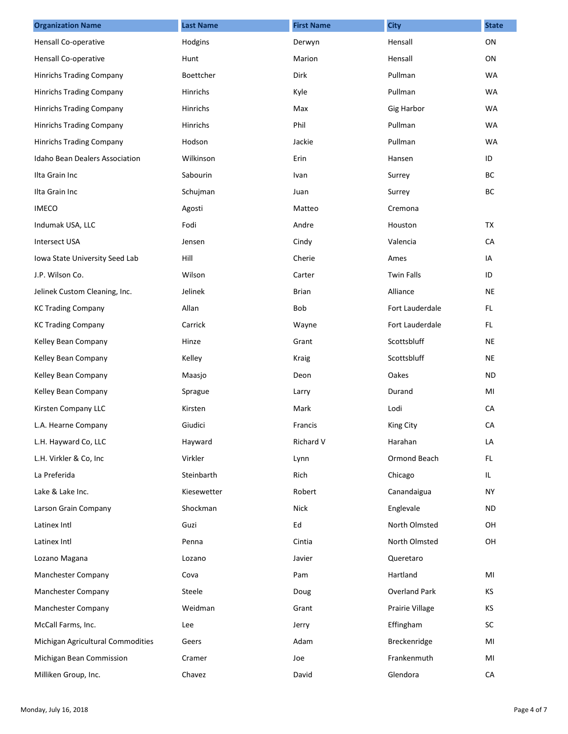| Organization Name | Last Name | First Name | City | State |
| --- | --- | --- | --- | --- |
| Hensall Co-operative | Hodgins | Derwyn | Hensall | ON |
| Hensall Co-operative | Hunt | Marion | Hensall | ON |
| Hinrichs Trading Company | Boettcher | Dirk | Pullman | WA |
| Hinrichs Trading Company | Hinrichs | Kyle | Pullman | WA |
| Hinrichs Trading Company | Hinrichs | Max | Gig Harbor | WA |
| Hinrichs Trading Company | Hinrichs | Phil | Pullman | WA |
| Hinrichs Trading Company | Hodson | Jackie | Pullman | WA |
| Idaho Bean Dealers Association | Wilkinson | Erin | Hansen | ID |
| Ilta Grain Inc | Sabourin | Ivan | Surrey | BC |
| Ilta Grain Inc | Schujman | Juan | Surrey | BC |
| IMECO | Agosti | Matteo | Cremona | |
| Indumak USA, LLC | Fodi | Andre | Houston | TX |
| Intersect USA | Jensen | Cindy | Valencia | CA |
| Iowa State University Seed Lab | Hill | Cherie | Ames | IA |
| J.P. Wilson Co. | Wilson | Carter | Twin Falls | ID |
| Jelinek Custom Cleaning, Inc. | Jelinek | Brian | Alliance | NE |
| KC Trading Company | Allan | Bob | Fort Lauderdale | FL |
| KC Trading Company | Carrick | Wayne | Fort Lauderdale | FL |
| Kelley Bean Company | Hinze | Grant | Scottsbluff | NE |
| Kelley Bean Company | Kelley | Kraig | Scottsbluff | NE |
| Kelley Bean Company | Maasjo | Deon | Oakes | ND |
| Kelley Bean Company | Sprague | Larry | Durand | MI |
| Kirsten Company LLC | Kirsten | Mark | Lodi | CA |
| L.A. Hearne Company | Giudici | Francis | King City | CA |
| L.H. Hayward Co, LLC | Hayward | Richard V | Harahan | LA |
| L.H. Virkler & Co, Inc | Virkler | Lynn | Ormond Beach | FL |
| La Preferida | Steinbarth | Rich | Chicago | IL |
| Lake & Lake Inc. | Kiesewetter | Robert | Canandaigua | NY |
| Larson Grain Company | Shockman | Nick | Englevale | ND |
| Latinex Intl | Guzi | Ed | North Olmsted | OH |
| Latinex Intl | Penna | Cintia | North Olmsted | OH |
| Lozano Magana | Lozano | Javier | Queretaro | |
| Manchester Company | Cova | Pam | Hartland | MI |
| Manchester Company | Steele | Doug | Overland Park | KS |
| Manchester Company | Weidman | Grant | Prairie Village | KS |
| McCall Farms, Inc. | Lee | Jerry | Effingham | SC |
| Michigan Agricultural Commodities | Geers | Adam | Breckenridge | MI |
| Michigan Bean Commission | Cramer | Joe | Frankenmuth | MI |
| Milliken Group, Inc. | Chavez | David | Glendora | CA |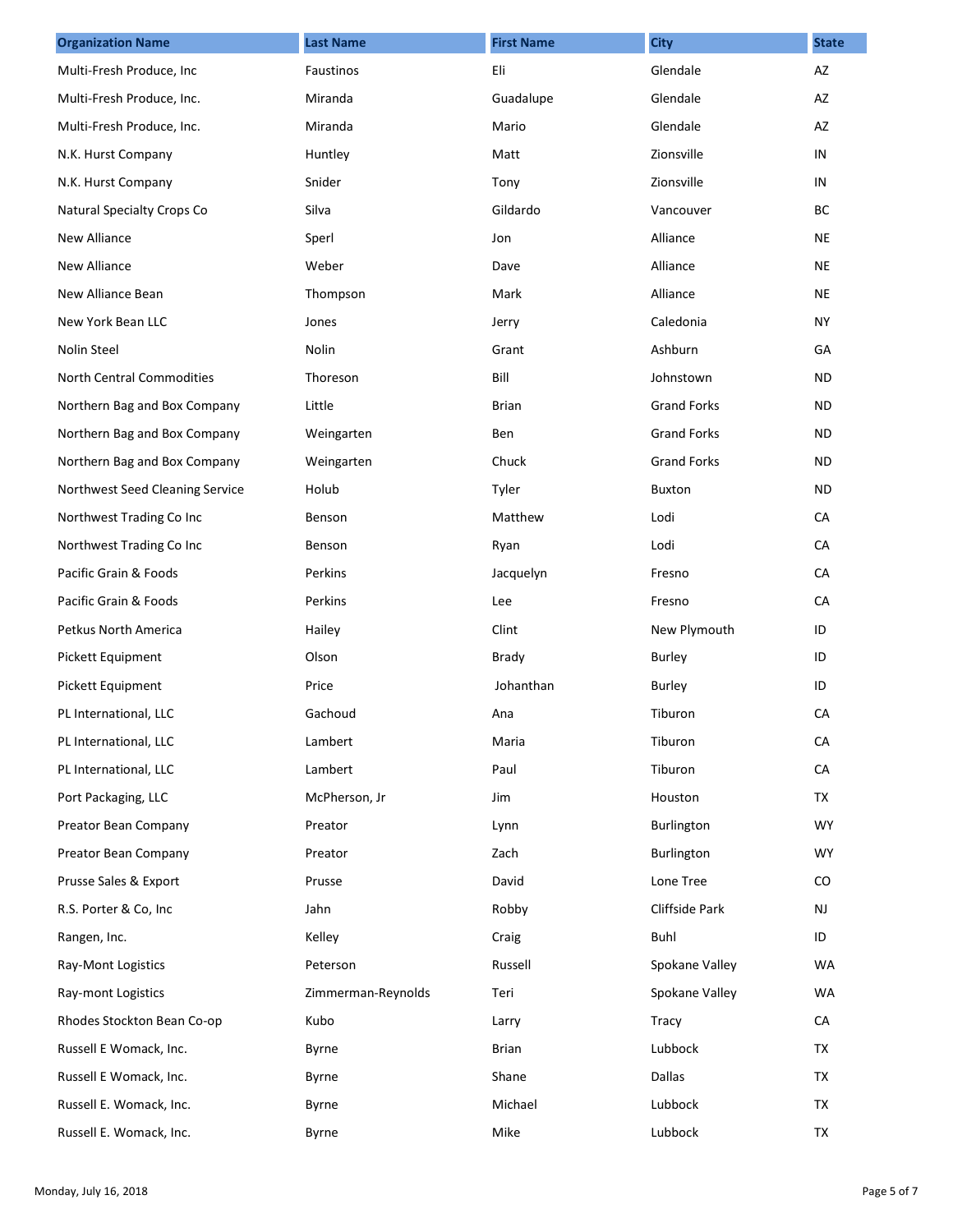| Organization Name | Last Name | First Name | City | State |
|---|---|---|---|---|
| Multi-Fresh Produce, Inc | Faustinos | Eli | Glendale | AZ |
| Multi-Fresh Produce, Inc. | Miranda | Guadalupe | Glendale | AZ |
| Multi-Fresh Produce, Inc. | Miranda | Mario | Glendale | AZ |
| N.K. Hurst Company | Huntley | Matt | Zionsville | IN |
| N.K. Hurst Company | Snider | Tony | Zionsville | IN |
| Natural Specialty Crops Co | Silva | Gildardo | Vancouver | BC |
| New Alliance | Sperl | Jon | Alliance | NE |
| New Alliance | Weber | Dave | Alliance | NE |
| New Alliance Bean | Thompson | Mark | Alliance | NE |
| New York Bean LLC | Jones | Jerry | Caledonia | NY |
| Nolin Steel | Nolin | Grant | Ashburn | GA |
| North Central Commodities | Thoreson | Bill | Johnstown | ND |
| Northern Bag and Box Company | Little | Brian | Grand Forks | ND |
| Northern Bag and Box Company | Weingarten | Ben | Grand Forks | ND |
| Northern Bag and Box Company | Weingarten | Chuck | Grand Forks | ND |
| Northwest Seed Cleaning Service | Holub | Tyler | Buxton | ND |
| Northwest Trading Co Inc | Benson | Matthew | Lodi | CA |
| Northwest Trading Co Inc | Benson | Ryan | Lodi | CA |
| Pacific Grain & Foods | Perkins | Jacquelyn | Fresno | CA |
| Pacific Grain & Foods | Perkins | Lee | Fresno | CA |
| Petkus North America | Hailey | Clint | New Plymouth | ID |
| Pickett Equipment | Olson | Brady | Burley | ID |
| Pickett Equipment | Price | Johanthan | Burley | ID |
| PL International, LLC | Gachoud | Ana | Tiburon | CA |
| PL International, LLC | Lambert | Maria | Tiburon | CA |
| PL International, LLC | Lambert | Paul | Tiburon | CA |
| Port Packaging, LLC | McPherson, Jr | Jim | Houston | TX |
| Preator Bean Company | Preator | Lynn | Burlington | WY |
| Preator Bean Company | Preator | Zach | Burlington | WY |
| Prusse Sales & Export | Prusse | David | Lone Tree | CO |
| R.S. Porter & Co, Inc | Jahn | Robby | Cliffside Park | NJ |
| Rangen, Inc. | Kelley | Craig | Buhl | ID |
| Ray-Mont Logistics | Peterson | Russell | Spokane Valley | WA |
| Ray-mont Logistics | Zimmerman-Reynolds | Teri | Spokane Valley | WA |
| Rhodes Stockton Bean Co-op | Kubo | Larry | Tracy | CA |
| Russell E Womack, Inc. | Byrne | Brian | Lubbock | TX |
| Russell E Womack, Inc. | Byrne | Shane | Dallas | TX |
| Russell E. Womack, Inc. | Byrne | Michael | Lubbock | TX |
| Russell E. Womack, Inc. | Byrne | Mike | Lubbock | TX |

Monday, July 16, 2018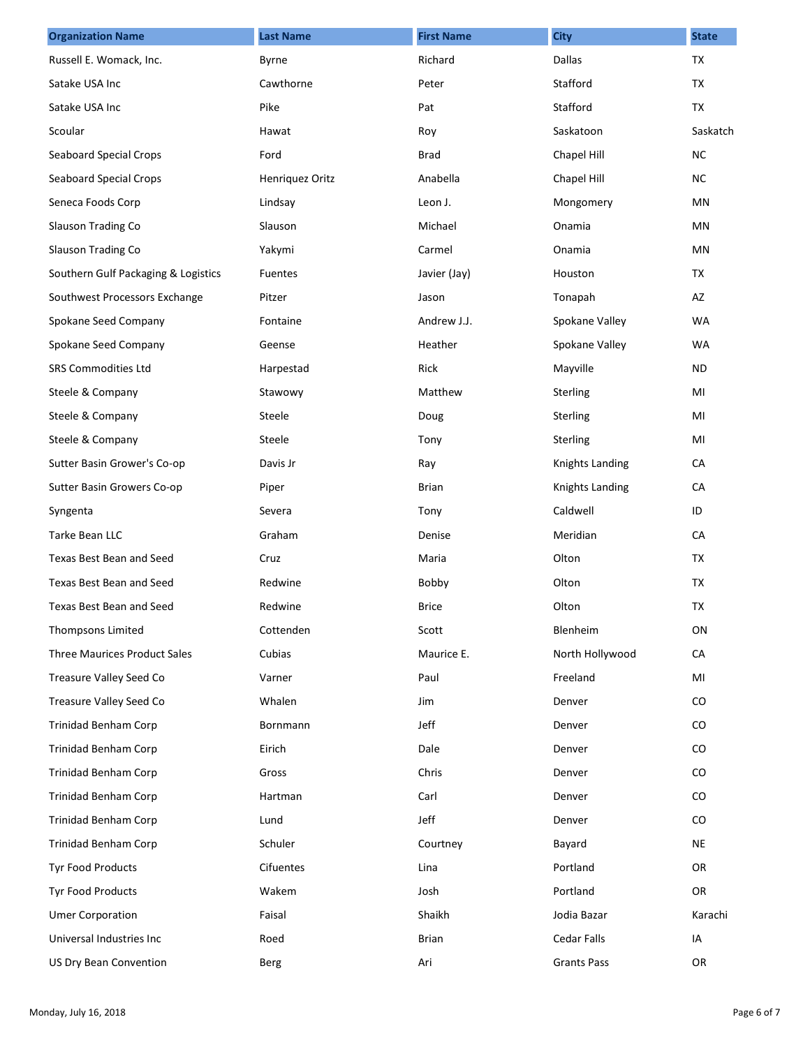| Organization Name | Last Name | First Name | City | State |
|---|---|---|---|---|
| Russell E. Womack, Inc. | Byrne | Richard | Dallas | TX |
| Satake USA Inc | Cawthorne | Peter | Stafford | TX |
| Satake USA Inc | Pike | Pat | Stafford | TX |
| Scoular | Hawat | Roy | Saskatoon | Saskatch |
| Seaboard Special Crops | Ford | Brad | Chapel Hill | NC |
| Seaboard Special Crops | Henriquez Oritz | Anabella | Chapel Hill | NC |
| Seneca Foods Corp | Lindsay | Leon J. | Mongomery | MN |
| Slauson Trading Co | Slauson | Michael | Onamia | MN |
| Slauson Trading Co | Yakymi | Carmel | Onamia | MN |
| Southern Gulf Packaging & Logistics | Fuentes | Javier (Jay) | Houston | TX |
| Southwest Processors Exchange | Pitzer | Jason | Tonapah | AZ |
| Spokane Seed Company | Fontaine | Andrew J.J. | Spokane Valley | WA |
| Spokane Seed Company | Geense | Heather | Spokane Valley | WA |
| SRS Commodities Ltd | Harpestad | Rick | Mayville | ND |
| Steele & Company | Stawowy | Matthew | Sterling | MI |
| Steele & Company | Steele | Doug | Sterling | MI |
| Steele & Company | Steele | Tony | Sterling | MI |
| Sutter Basin Grower's Co-op | Davis Jr | Ray | Knights Landing | CA |
| Sutter Basin Growers Co-op | Piper | Brian | Knights Landing | CA |
| Syngenta | Severa | Tony | Caldwell | ID |
| Tarke Bean LLC | Graham | Denise | Meridian | CA |
| Texas Best Bean and Seed | Cruz | Maria | Olton | TX |
| Texas Best Bean and Seed | Redwine | Bobby | Olton | TX |
| Texas Best Bean and Seed | Redwine | Brice | Olton | TX |
| Thompsons Limited | Cottenden | Scott | Blenheim | ON |
| Three Maurices Product Sales | Cubias | Maurice E. | North Hollywood | CA |
| Treasure Valley Seed Co | Varner | Paul | Freeland | MI |
| Treasure Valley Seed Co | Whalen | Jim | Denver | CO |
| Trinidad Benham Corp | Bornmann | Jeff | Denver | CO |
| Trinidad Benham Corp | Eirich | Dale | Denver | CO |
| Trinidad Benham Corp | Gross | Chris | Denver | CO |
| Trinidad Benham Corp | Hartman | Carl | Denver | CO |
| Trinidad Benham Corp | Lund | Jeff | Denver | CO |
| Trinidad Benham Corp | Schuler | Courtney | Bayard | NE |
| Tyr Food Products | Cifuentes | Lina | Portland | OR |
| Tyr Food Products | Wakem | Josh | Portland | OR |
| Umer Corporation | Faisal | Shaikh | Jodia Bazar | Karachi |
| Universal Industries Inc | Roed | Brian | Cedar Falls | IA |
| US Dry Bean Convention | Berg | Ari | Grants Pass | OR |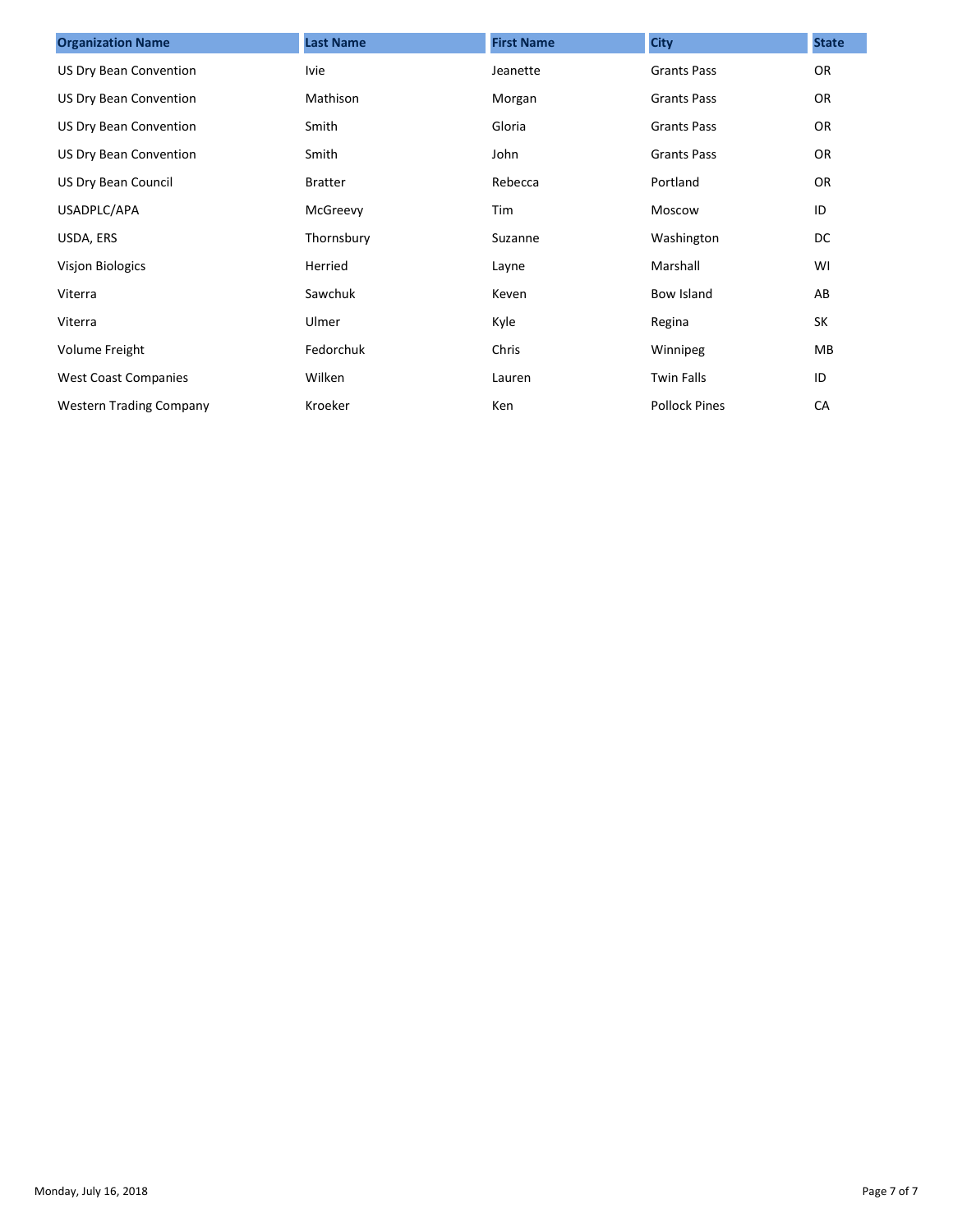| Organization Name | Last Name | First Name | City | State |
|---|---|---|---|---|
| US Dry Bean Convention | Ivie | Jeanette | Grants Pass | OR |
| US Dry Bean Convention | Mathison | Morgan | Grants Pass | OR |
| US Dry Bean Convention | Smith | Gloria | Grants Pass | OR |
| US Dry Bean Convention | Smith | John | Grants Pass | OR |
| US Dry Bean Council | Bratter | Rebecca | Portland | OR |
| USADPLC/APA | McGreevy | Tim | Moscow | ID |
| USDA, ERS | Thornsbury | Suzanne | Washington | DC |
| Visjon Biologics | Herried | Layne | Marshall | WI |
| Viterra | Sawchuk | Keven | Bow Island | AB |
| Viterra | Ulmer | Kyle | Regina | SK |
| Volume Freight | Fedorchuk | Chris | Winnipeg | MB |
| West Coast Companies | Wilken | Lauren | Twin Falls | ID |
| Western Trading Company | Kroeker | Ken | Pollock Pines | CA |

Monday, July 16, 2018